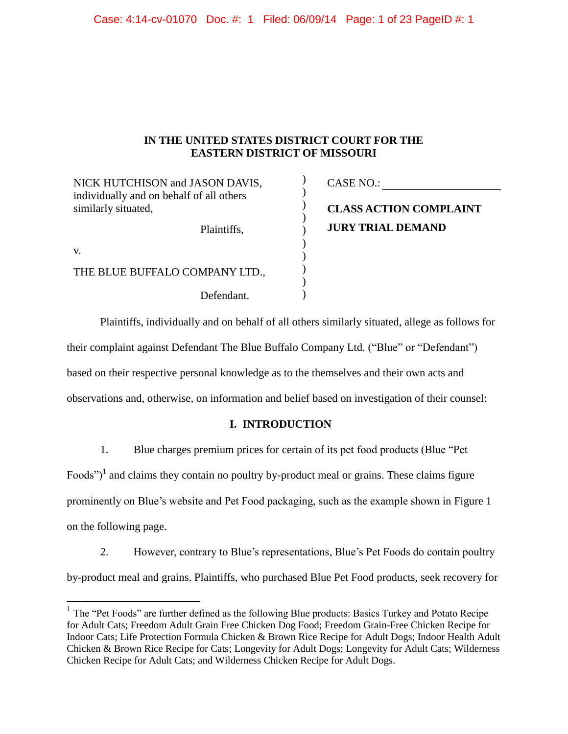**IN THE UNITED STATES DISTRICT COURT FOR THE EASTERN DISTRICT OF MISSOURI**

NICK HUTCHISON and JASON DAVIS, individually and on behalf of all others similarly situated,

Plaintiffs,

v.

THE BLUE BUFFALO COMPANY LTD.,

Defendant.

CASE NO.: ____________________

**CLASS ACTION COMPLAINT**

**JURY TRIAL DEMAND**

Plaintiffs, individually and on behalf of all others similarly situated, allege as follows for their complaint against Defendant The Blue Buffalo Company Ltd. ("Blue" or "Defendant") based on their respective personal knowledge as to the themselves and their own acts and observations and, otherwise, on information and belief based on investigation of their counsel:

## I. INTRODUCTION

1. Blue charges premium prices for certain of its pet food products (Blue "Pet Foods")[1] and claims they contain no poultry by-product meal or grains. These claims figure prominently on Blue's website and Pet Food packaging, such as the example shown in Figure 1 on the following page.

2. However, contrary to Blue's representations, Blue's Pet Foods do contain poultry by-product meal and grains. Plaintiffs, who purchased Blue Pet Food products, seek recovery for

[1] The "Pet Foods" are further defined as the following Blue products: Basics Turkey and Potato Recipe for Adult Cats; Freedom Adult Grain Free Chicken Dog Food; Freedom Grain-Free Chicken Recipe for Indoor Cats; Life Protection Formula Chicken & Brown Rice Recipe for Adult Dogs; Indoor Health Adult Chicken & Brown Rice Recipe for Cats; Longevity for Adult Dogs; Longevity for Adult Cats; Wilderness Chicken Recipe for Adult Cats; and Wilderness Chicken Recipe for Adult Dogs.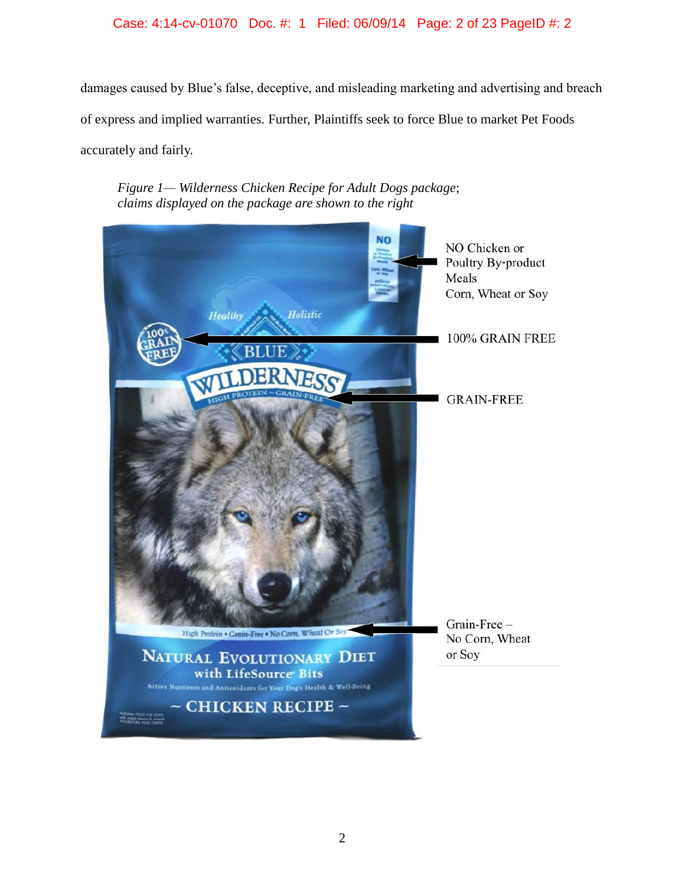damages caused by Blue's false, deceptive, and misleading marketing and advertising and breach of express and implied warranties. Further, Plaintiffs seek to force Blue to market Pet Foods accurately and fairly.

*Figure 1— Wilderness Chicken Recipe for Adult Dogs package; claims displayed on the package are shown to the right*

NO Chicken or Poultry By-product Meals Corn, Wheat or Soy

100% GRAIN FREE

GRAIN-FREE

Grain-Free – No Corn, Wheat or Soy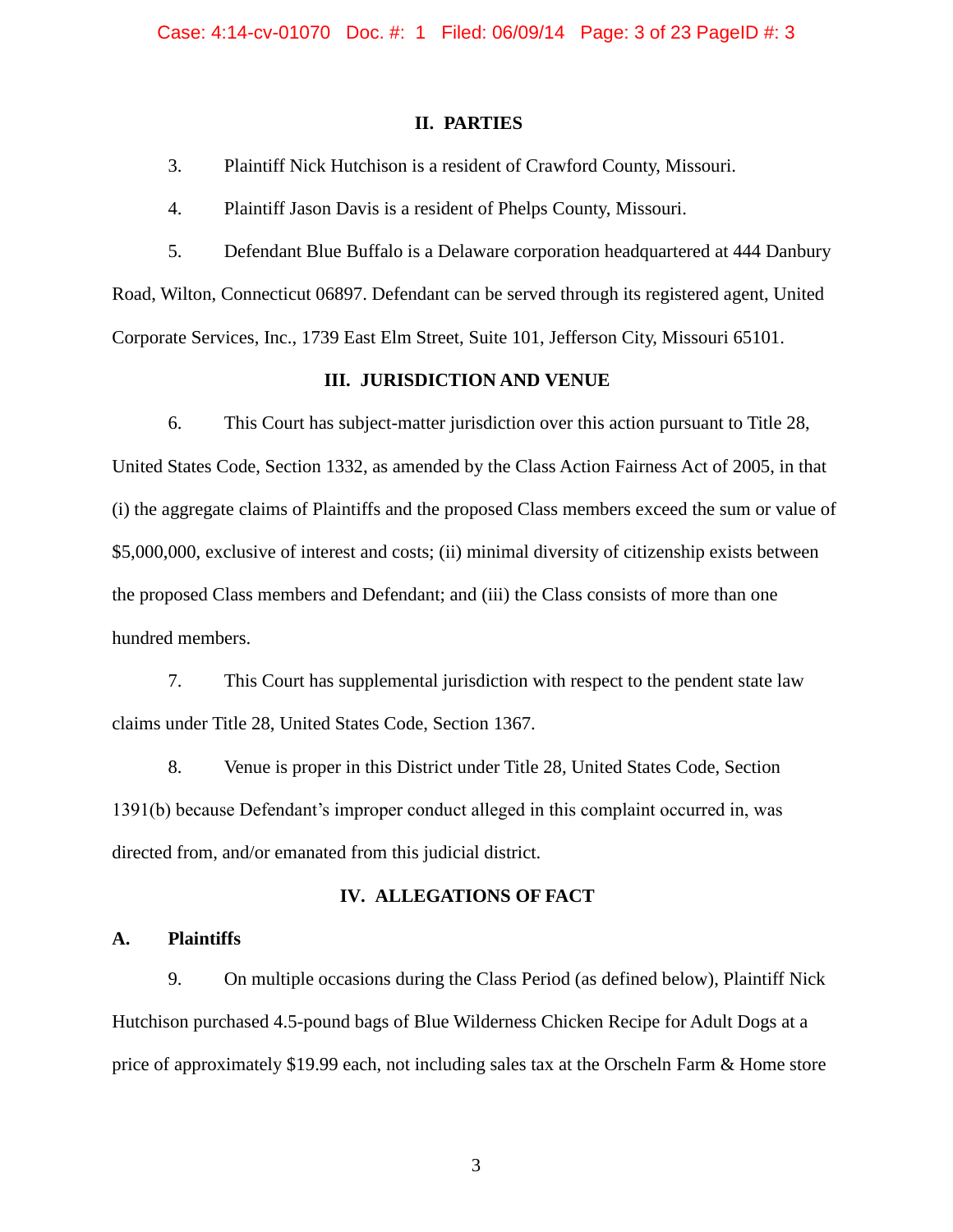## II. PARTIES

3. Plaintiff Nick Hutchison is a resident of Crawford County, Missouri.

4. Plaintiff Jason Davis is a resident of Phelps County, Missouri.

5. Defendant Blue Buffalo is a Delaware corporation headquartered at 444 Danbury Road, Wilton, Connecticut 06897. Defendant can be served through its registered agent, United Corporate Services, Inc., 1739 East Elm Street, Suite 101, Jefferson City, Missouri 65101.

## III. JURISDICTION AND VENUE

6. This Court has subject-matter jurisdiction over this action pursuant to Title 28, United States Code, Section 1332, as amended by the Class Action Fairness Act of 2005, in that (i) the aggregate claims of Plaintiffs and the proposed Class members exceed the sum or value of $5,000,000, exclusive of interest and costs; (ii) minimal diversity of citizenship exists between the proposed Class members and Defendant; and (iii) the Class consists of more than one hundred members.

7. This Court has supplemental jurisdiction with respect to the pendent state law claims under Title 28, United States Code, Section 1367.

8. Venue is proper in this District under Title 28, United States Code, Section 1391(b) because Defendant's improper conduct alleged in this complaint occurred in, was directed from, and/or emanated from this judicial district.

## IV. ALLEGATIONS OF FACT

### A. Plaintiffs

9. On multiple occasions during the Class Period (as defined below), Plaintiff Nick Hutchison purchased 4.5-pound bags of Blue Wilderness Chicken Recipe for Adult Dogs at a price of approximately $19.99 each, not including sales tax at the Orscheln Farm & Home store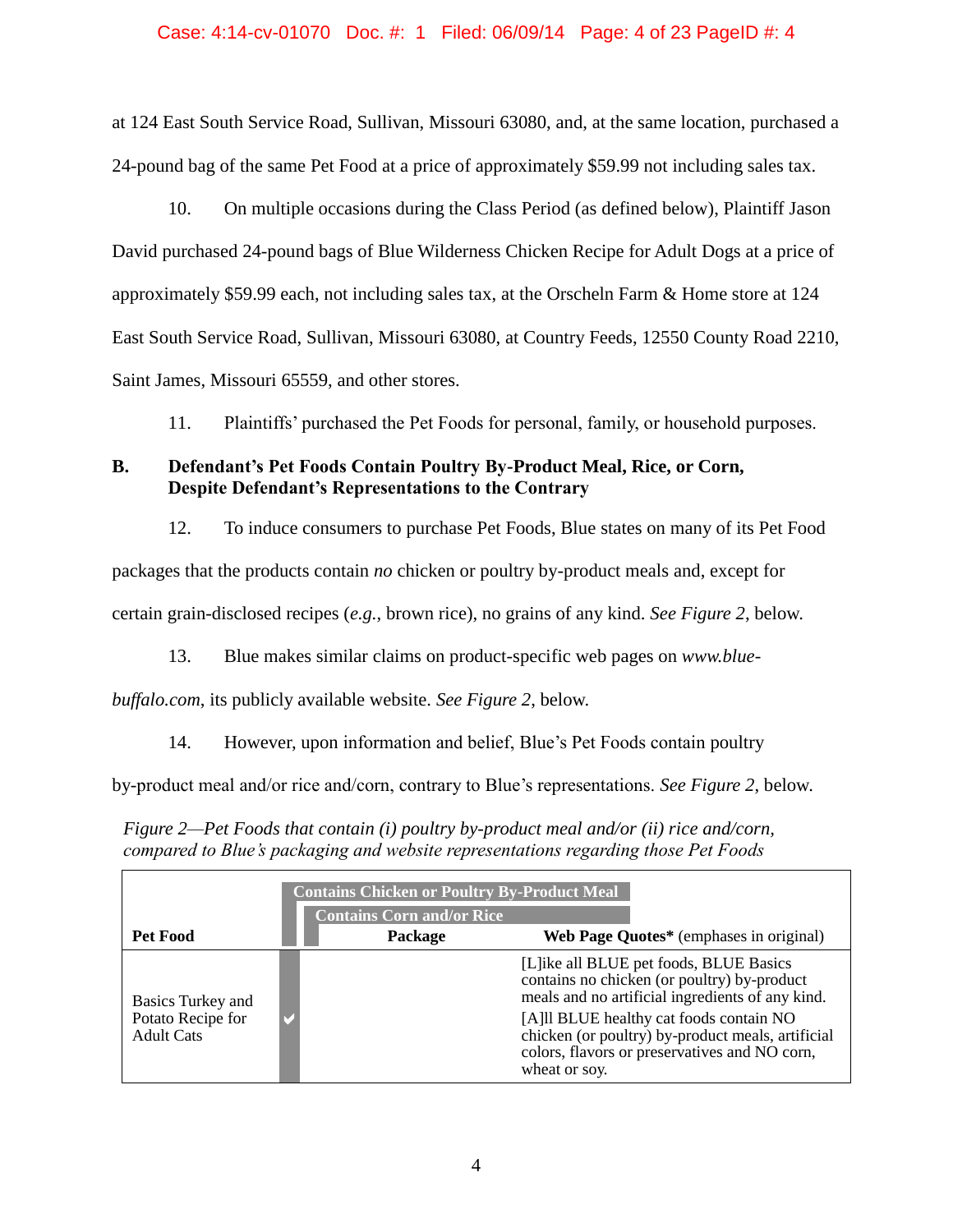at 124 East South Service Road, Sullivan, Missouri 63080, and, at the same location, purchased a 24-pound bag of the same Pet Food at a price of approximately $59.99 not including sales tax.

10. On multiple occasions during the Class Period (as defined below), Plaintiff Jason David purchased 24-pound bags of Blue Wilderness Chicken Recipe for Adult Dogs at a price of approximately $59.99 each, not including sales tax, at the Orscheln Farm & Home store at 124 East South Service Road, Sullivan, Missouri 63080, at Country Feeds, 12550 County Road 2210, Saint James, Missouri 65559, and other stores.

11. Plaintiffs' purchased the Pet Foods for personal, family, or household purposes.

### B. Defendant's Pet Foods Contain Poultry By-Product Meal, Rice, or Corn, Despite Defendant's Representations to the Contrary

12. To induce consumers to purchase Pet Foods, Blue states on many of its Pet Food packages that the products contain *no* chicken or poultry by-product meals and, except for certain grain-disclosed recipes (*e.g.*, brown rice), no grains of any kind. *See Figure 2*, below.

13. Blue makes similar claims on product-specific web pages on *www.blue-buffalo.com*, its publicly available website. *See Figure 2*, below.

14. However, upon information and belief, Blue's Pet Foods contain poultry by-product meal and/or rice and/or corn, contrary to Blue's representations. *See Figure 2*, below.

*Figure 2—Pet Foods that contain (i) poultry by-product meal and/or (ii) rice and/or corn, compared to Blue's packaging and website representations regarding those Pet Foods*

| Pet Food | Contains Chicken or Poultry By-Product Meal | Contains Corn and/or Rice | Package | Web Page Quotes* (emphases in original) |
|---|---|---|---|---|
| Basics Turkey and Potato Recipe for Adult Cats | ✔ | | | [L]ike all BLUE pet foods, BLUE Basics contains no chicken (or poultry) by-product meals and no artificial ingredients of any kind.<br>[A]ll BLUE healthy cat foods contain NO chicken (or poultry) by-product meals, artificial colors, flavors or preservatives and NO corn, wheat or soy. |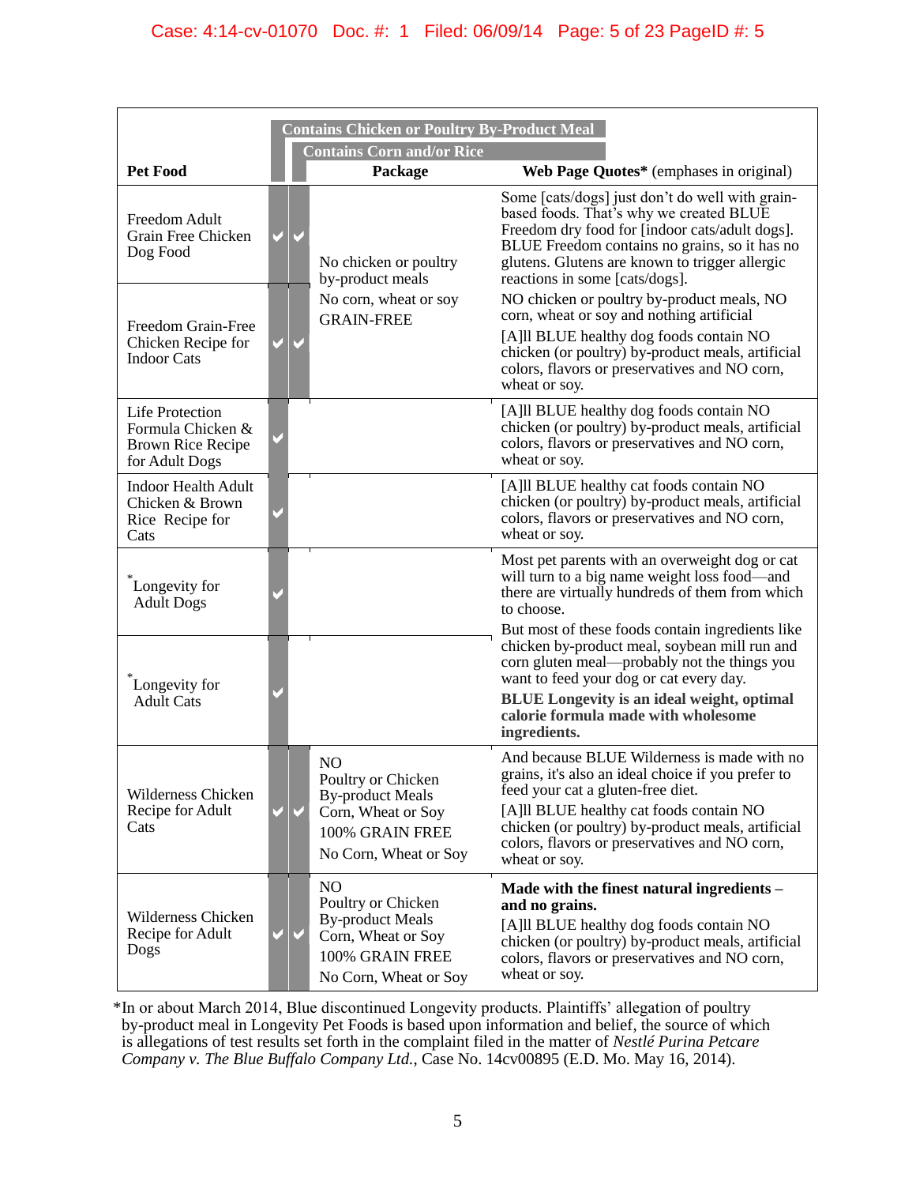| Pet Food | Contains Chicken or Poultry By-Product Meal | Contains Corn and/or Rice | Package | **Web Page Quotes*** (emphases in original) |
|---|---|---|---|---|
| Freedom Adult Grain Free Chicken Dog Food | ✔ | ✔ | No chicken or poultry by-product meals<br>No corn, wheat or soy<br>GRAIN-FREE | Some [cats/dogs] just don't do well with grain-based foods. That's why we created BLUE Freedom dry food for [indoor cats/adult dogs]. BLUE Freedom contains no grains, so it has no glutens. Glutens are known to trigger allergic reactions in some [cats/dogs].<br>NO chicken or poultry by-product meals, NO corn, wheat or soy and nothing artificial |
| Freedom Grain-Free Chicken Recipe for Indoor Cats | ✔ | ✔ | | [A]ll BLUE healthy dog foods contain NO chicken (or poultry) by-product meals, artificial colors, flavors or preservatives and NO corn, wheat or soy. |
| Life Protection Formula Chicken & Brown Rice Recipe for Adult Dogs | ✔ | | | [A]ll BLUE healthy dog foods contain NO chicken (or poultry) by-product meals, artificial colors, flavors or preservatives and NO corn, wheat or soy. |
| Indoor Health Adult Chicken & Brown Rice Recipe for Cats | ✔ | | | [A]ll BLUE healthy cat foods contain NO chicken (or poultry) by-product meals, artificial colors, flavors or preservatives and NO corn, wheat or soy. |
| *Longevity for Adult Dogs | ✔ | | | Most pet parents with an overweight dog or cat will turn to a big name weight loss food—and there are virtually hundreds of them from which to choose. |
| *Longevity for Adult Cats | ✔ | | | But most of these foods contain ingredients like chicken by-product meal, soybean mill run and corn gluten meal—probably not the things you want to feed your dog or cat every day.<br>**BLUE Longevity is an ideal weight, optimal calorie formula made with wholesome ingredients.** |
| Wilderness Chicken Recipe for Adult Cats | ✔ | ✔ | NO<br>Poultry or Chicken By-product Meals<br>Corn, Wheat or Soy<br>100% GRAIN FREE<br>No Corn, Wheat or Soy | And because BLUE Wilderness is made with no grains, it's also an ideal choice if you prefer to feed your cat a gluten-free diet.<br>[A]ll BLUE healthy cat foods contain NO chicken (or poultry) by-product meals, artificial colors, flavors or preservatives and NO corn, wheat or soy. |
| Wilderness Chicken Recipe for Adult Dogs | ✔ | ✔ | NO<br>Poultry or Chicken By-product Meals<br>Corn, Wheat or Soy<br>100% GRAIN FREE<br>No Corn, Wheat or Soy | **Made with the finest natural ingredients – and no grains.**<br>[A]ll BLUE healthy dog foods contain NO chicken (or poultry) by-product meals, artificial colors, flavors or preservatives and NO corn, wheat or soy. |

*In or about March 2014, Blue discontinued Longevity products. Plaintiffs' allegation of poultry by-product meal in Longevity Pet Foods is based upon information and belief, the source of which is allegations of test results set forth in the complaint filed in the matter of *Nestlé Purina Petcare Company v. The Blue Buffalo Company Ltd.*, Case No. 14cv00895 (E.D. Mo. May 16, 2014).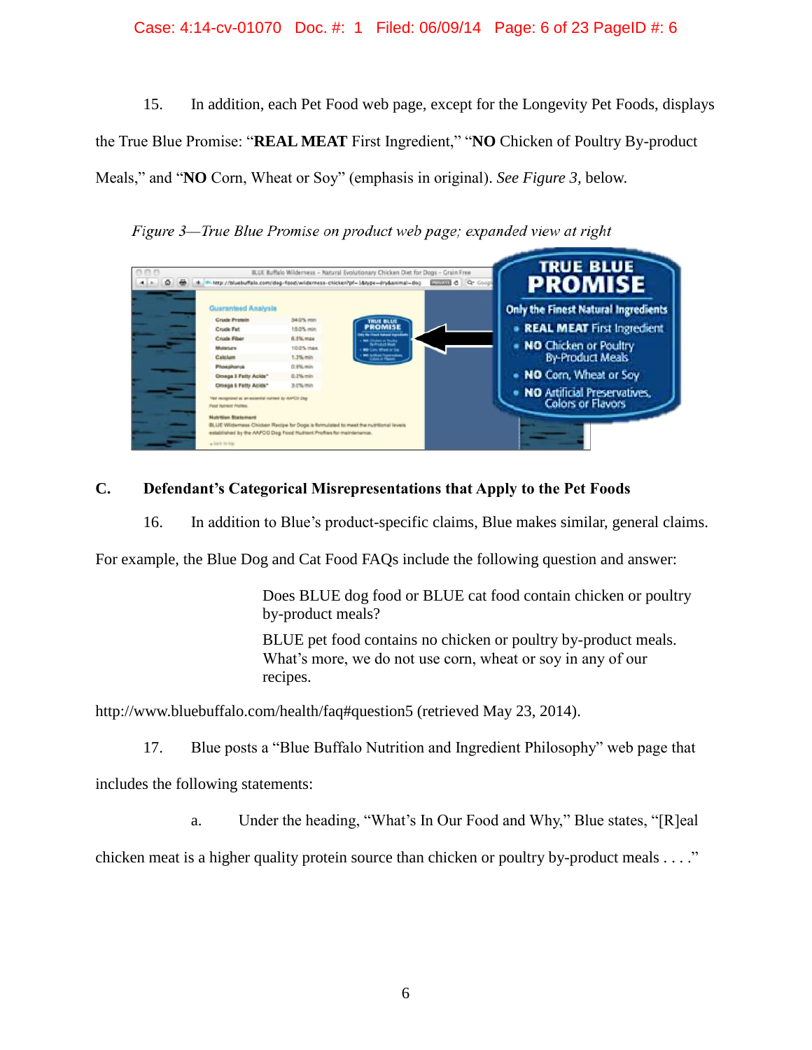15. In addition, each Pet Food web page, except for the Longevity Pet Foods, displays the True Blue Promise: "**REAL MEAT** First Ingredient," "**NO** Chicken of Poultry By-product Meals," and "**NO** Corn, Wheat or Soy" (emphasis in original). *See Figure 3*, below.

*Figure 3—True Blue Promise on product web page; expanded view at right*

## C. Defendant's Categorical Misrepresentations that Apply to the Pet Foods

16. In addition to Blue's product-specific claims, Blue makes similar, general claims. For example, the Blue Dog and Cat Food FAQs include the following question and answer:

> Does BLUE dog food or BLUE cat food contain chicken or poultry by-product meals?
>
> BLUE pet food contains no chicken or poultry by-product meals. What's more, we do not use corn, wheat or soy in any of our recipes.

http://www.bluebuffalo.com/health/faq#question5 (retrieved May 23, 2014).

17. Blue posts a "Blue Buffalo Nutrition and Ingredient Philosophy" web page that includes the following statements:

a. Under the heading, "What's In Our Food and Why," Blue states, "[R]eal chicken meat is a higher quality protein source than chicken or poultry by-product meals . . . ."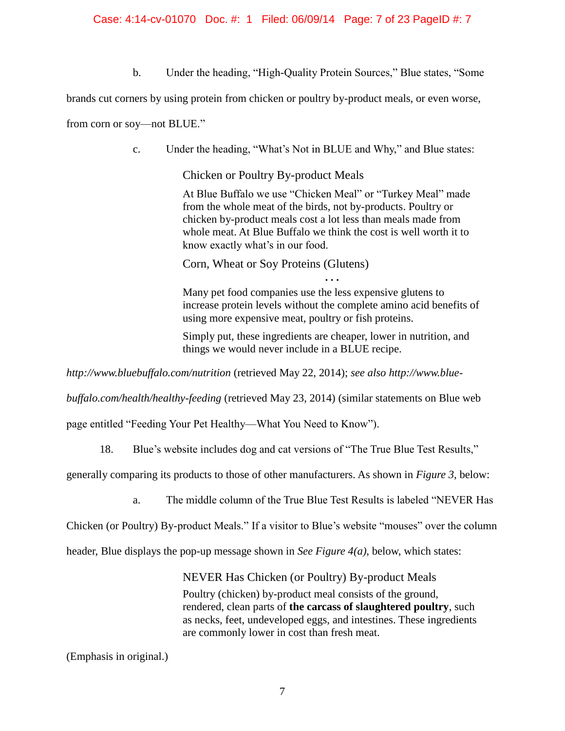b. Under the heading, "High-Quality Protein Sources," Blue states, "Some brands cut corners by using protein from chicken or poultry by-product meals, or even worse, from corn or soy—not BLUE."

c. Under the heading, "What's Not in BLUE and Why," and Blue states:

> Chicken or Poultry By-product Meals
>
> At Blue Buffalo we use "Chicken Meal" or "Turkey Meal" made from the whole meat of the birds, not by-products. Poultry or chicken by-product meals cost a lot less than meals made from whole meat. At Blue Buffalo we think the cost is well worth it to know exactly what's in our food.
>
> Corn, Wheat or Soy Proteins (Glutens)
>
> . . .
>
> Many pet food companies use the less expensive glutens to increase protein levels without the complete amino acid benefits of using more expensive meat, poultry or fish proteins.
>
> Simply put, these ingredients are cheaper, lower in nutrition, and things we would never include in a BLUE recipe.

*http://www.bluebuffalo.com/nutrition* (retrieved May 22, 2014); *see also http://www.blue-buffalo.com/health/healthy-feeding* (retrieved May 23, 2014) (similar statements on Blue web page entitled "Feeding Your Pet Healthy—What You Need to Know").

18. Blue's website includes dog and cat versions of "The True Blue Test Results," generally comparing its products to those of other manufacturers. As shown in *Figure 3*, below:

a. The middle column of the True Blue Test Results is labeled "NEVER Has Chicken (or Poultry) By-product Meals." If a visitor to Blue's website "mouses" over the column header, Blue displays the pop-up message shown in *See Figure 4(a)*, below, which states:

> NEVER Has Chicken (or Poultry) By-product Meals
>
> Poultry (chicken) by-product meal consists of the ground, rendered, clean parts of **the carcass of slaughtered poultry**, such as necks, feet, undeveloped eggs, and intestines. These ingredients are commonly lower in cost than fresh meat.

(Emphasis in original.)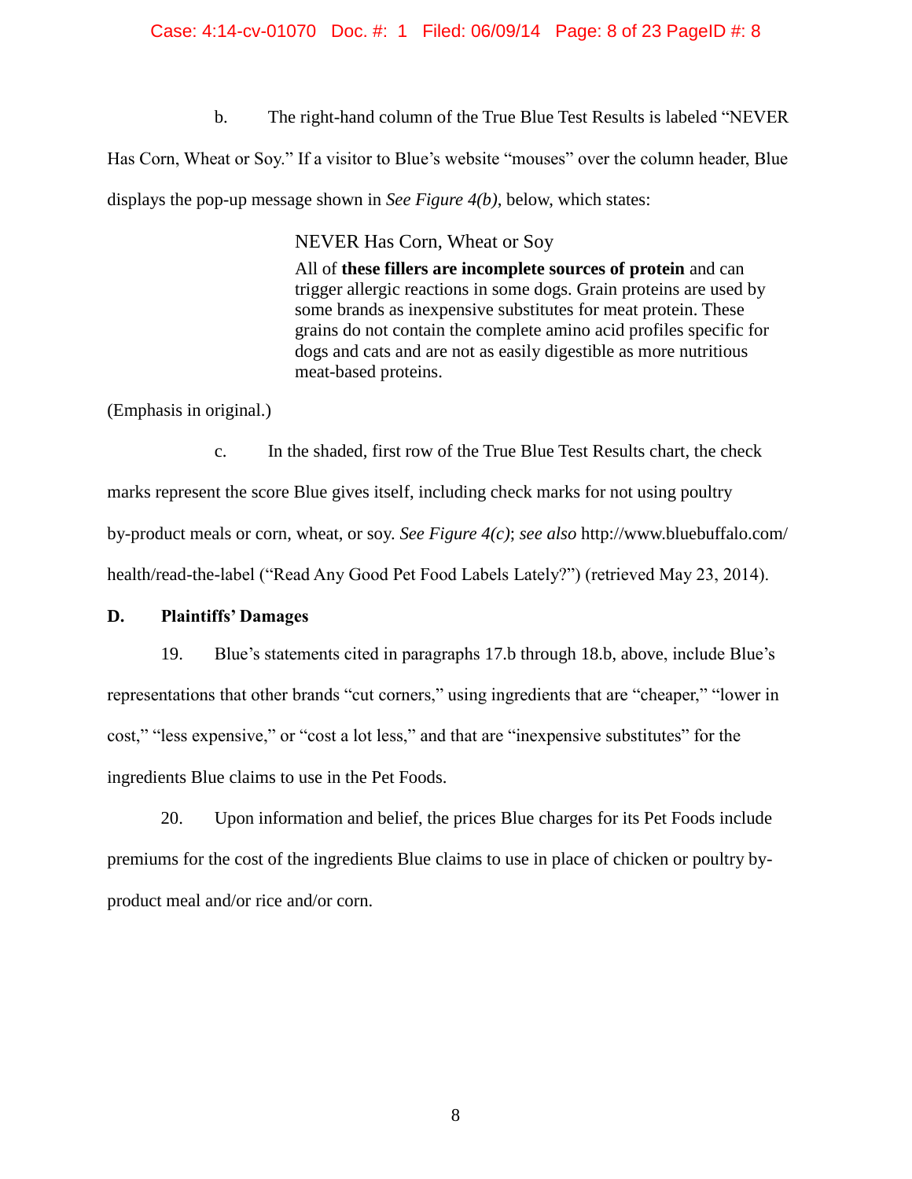b. The right-hand column of the True Blue Test Results is labeled "NEVER Has Corn, Wheat or Soy." If a visitor to Blue's website "mouses" over the column header, Blue displays the pop-up message shown in *See Figure 4(b)*, below, which states:

> NEVER Has Corn, Wheat or Soy
> All of **these fillers are incomplete sources of protein** and can trigger allergic reactions in some dogs. Grain proteins are used by some brands as inexpensive substitutes for meat protein. These grains do not contain the complete amino acid profiles specific for dogs and cats and are not as easily digestible as more nutritious meat-based proteins.

(Emphasis in original.)

c. In the shaded, first row of the True Blue Test Results chart, the check marks represent the score Blue gives itself, including check marks for not using poultry by-product meals or corn, wheat, or soy. *See Figure 4(c)*; *see also* http://www.bluebuffalo.com/health/read-the-label ("Read Any Good Pet Food Labels Lately?") (retrieved May 23, 2014).

## D. Plaintiffs' Damages

19. Blue's statements cited in paragraphs 17.b through 18.b, above, include Blue's representations that other brands "cut corners," using ingredients that are "cheaper," "lower in cost," "less expensive," or "cost a lot less," and that are "inexpensive substitutes" for the ingredients Blue claims to use in the Pet Foods.

20. Upon information and belief, the prices Blue charges for its Pet Foods include premiums for the cost of the ingredients Blue claims to use in place of chicken or poultry by-product meal and/or rice and/or corn.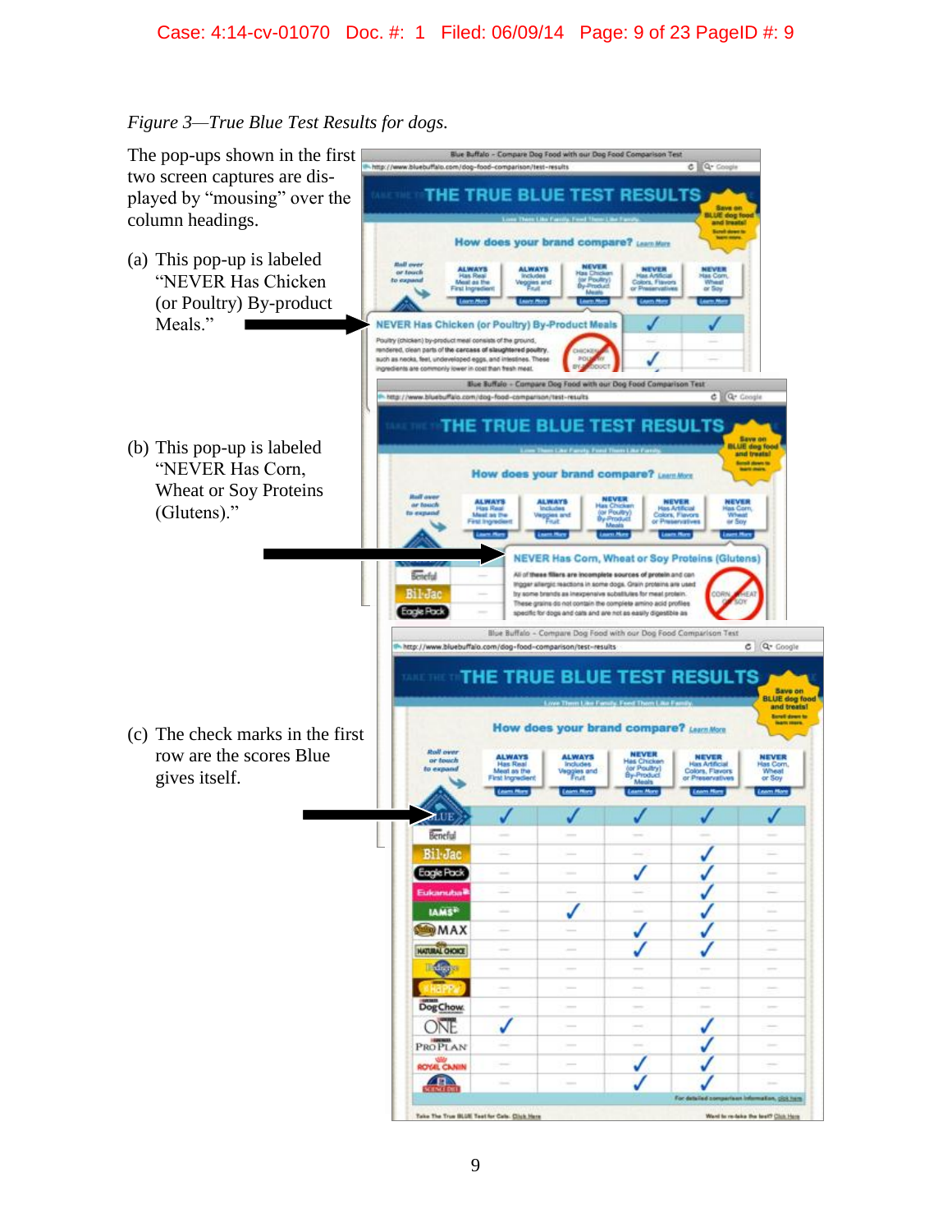*Figure 3—True Blue Test Results for dogs.*

The pop-ups shown in the first two screen captures are displayed by "mousing" over the column headings.

(a) This pop-up is labeled "NEVER Has Chicken (or Poultry) By-product Meals."

(b) This pop-up is labeled "NEVER Has Corn, Wheat or Soy Proteins (Glutens)."

(c) The check marks in the first row are the scores Blue gives itself.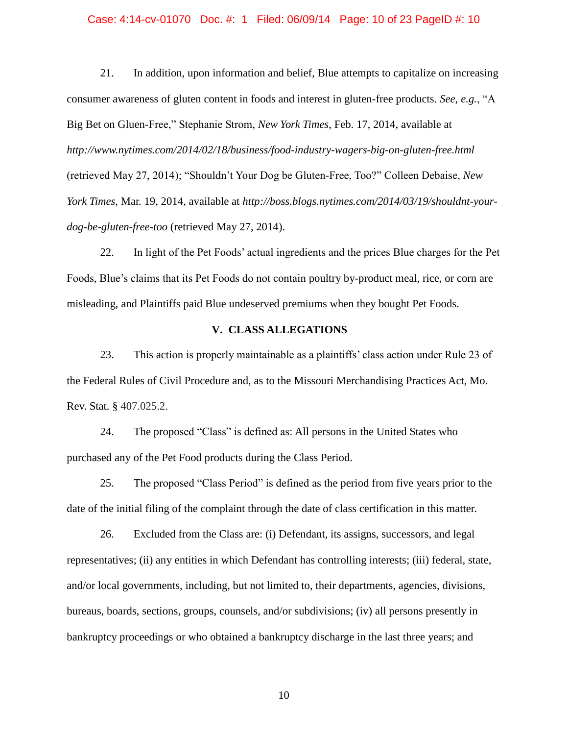21. In addition, upon information and belief, Blue attempts to capitalize on increasing consumer awareness of gluten content in foods and interest in gluten-free products. *See, e.g.*, "A Big Bet on Gluen-Free," Stephanie Strom, *New York Times*, Feb. 17, 2014, available at *http://www.nytimes.com/2014/02/18/business/food-industry-wagers-big-on-gluten-free.html* (retrieved May 27, 2014); "Shouldn't Your Dog be Gluten-Free, Too?" Colleen Debaise, *New York Times*, Mar. 19, 2014, available at *http://boss.blogs.nytimes.com/2014/03/19/shouldnt-your-dog-be-gluten-free-too* (retrieved May 27, 2014).

22. In light of the Pet Foods' actual ingredients and the prices Blue charges for the Pet Foods, Blue's claims that its Pet Foods do not contain poultry by-product meal, rice, or corn are misleading, and Plaintiffs paid Blue undeserved premiums when they bought Pet Foods.

## V. CLASS ALLEGATIONS

23. This action is properly maintainable as a plaintiffs' class action under Rule 23 of the Federal Rules of Civil Procedure and, as to the Missouri Merchandising Practices Act, Mo. Rev. Stat. § 407.025.2.

24. The proposed "Class" is defined as: All persons in the United States who purchased any of the Pet Food products during the Class Period.

25. The proposed "Class Period" is defined as the period from five years prior to the date of the initial filing of the complaint through the date of class certification in this matter.

26. Excluded from the Class are: (i) Defendant, its assigns, successors, and legal representatives; (ii) any entities in which Defendant has controlling interests; (iii) federal, state, and/or local governments, including, but not limited to, their departments, agencies, divisions, bureaus, boards, sections, groups, counsels, and/or subdivisions; (iv) all persons presently in bankruptcy proceedings or who obtained a bankruptcy discharge in the last three years; and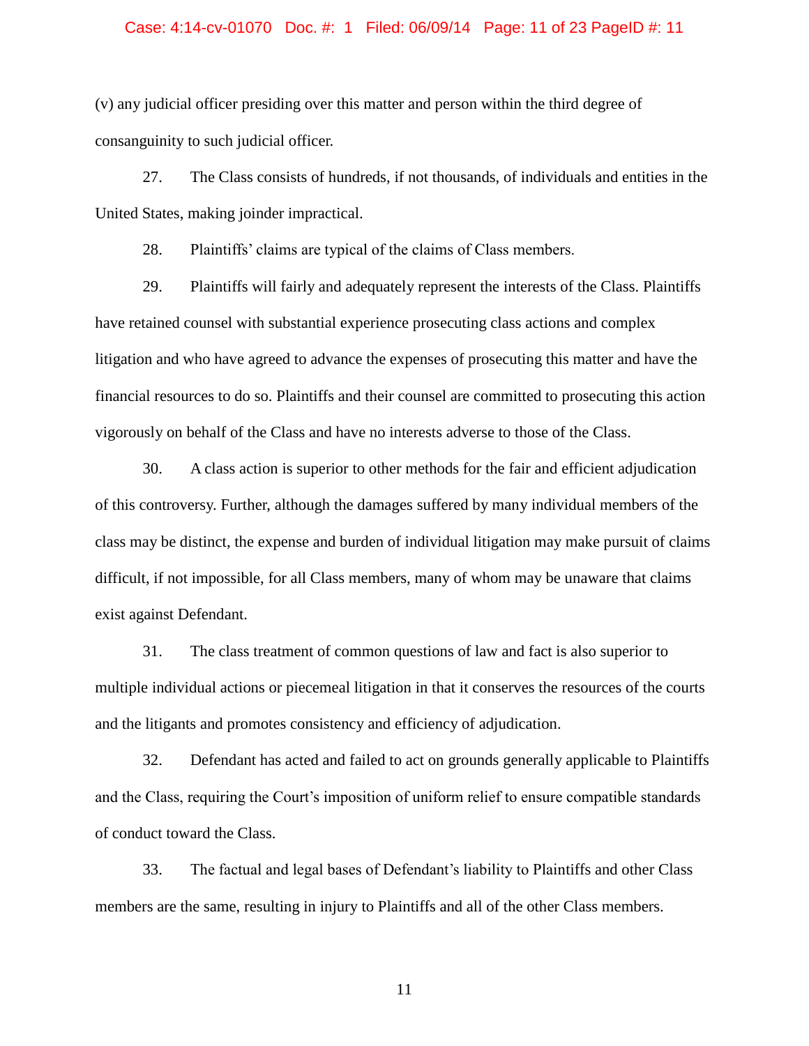(v) any judicial officer presiding over this matter and person within the third degree of consanguinity to such judicial officer.

27. The Class consists of hundreds, if not thousands, of individuals and entities in the United States, making joinder impractical.

28. Plaintiffs' claims are typical of the claims of Class members.

29. Plaintiffs will fairly and adequately represent the interests of the Class. Plaintiffs have retained counsel with substantial experience prosecuting class actions and complex litigation and who have agreed to advance the expenses of prosecuting this matter and have the financial resources to do so. Plaintiffs and their counsel are committed to prosecuting this action vigorously on behalf of the Class and have no interests adverse to those of the Class.

30. A class action is superior to other methods for the fair and efficient adjudication of this controversy. Further, although the damages suffered by many individual members of the class may be distinct, the expense and burden of individual litigation may make pursuit of claims difficult, if not impossible, for all Class members, many of whom may be unaware that claims exist against Defendant.

31. The class treatment of common questions of law and fact is also superior to multiple individual actions or piecemeal litigation in that it conserves the resources of the courts and the litigants and promotes consistency and efficiency of adjudication.

32. Defendant has acted and failed to act on grounds generally applicable to Plaintiffs and the Class, requiring the Court's imposition of uniform relief to ensure compatible standards of conduct toward the Class.

33. The factual and legal bases of Defendant's liability to Plaintiffs and other Class members are the same, resulting in injury to Plaintiffs and all of the other Class members.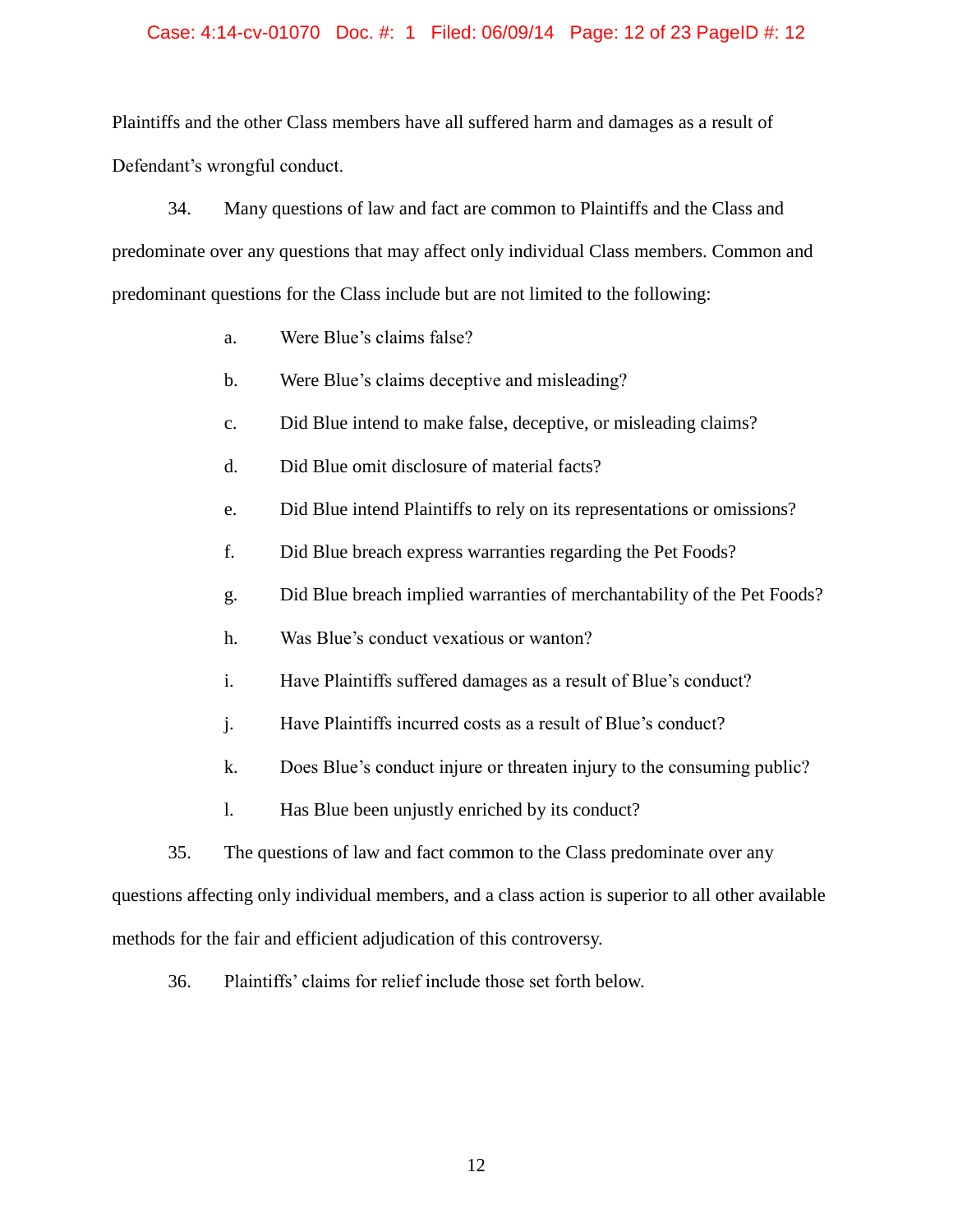Plaintiffs and the other Class members have all suffered harm and damages as a result of Defendant's wrongful conduct.

34. Many questions of law and fact are common to Plaintiffs and the Class and predominate over any questions that may affect only individual Class members. Common and predominant questions for the Class include but are not limited to the following:

a. Were Blue's claims false?

b. Were Blue's claims deceptive and misleading?

c. Did Blue intend to make false, deceptive, or misleading claims?

d. Did Blue omit disclosure of material facts?

e. Did Blue intend Plaintiffs to rely on its representations or omissions?

f. Did Blue breach express warranties regarding the Pet Foods?

g. Did Blue breach implied warranties of merchantability of the Pet Foods?

h. Was Blue's conduct vexatious or wanton?

i. Have Plaintiffs suffered damages as a result of Blue's conduct?

j. Have Plaintiffs incurred costs as a result of Blue's conduct?

k. Does Blue's conduct injure or threaten injury to the consuming public?

l. Has Blue been unjustly enriched by its conduct?

35. The questions of law and fact common to the Class predominate over any questions affecting only individual members, and a class action is superior to all other available methods for the fair and efficient adjudication of this controversy.

36. Plaintiffs' claims for relief include those set forth below.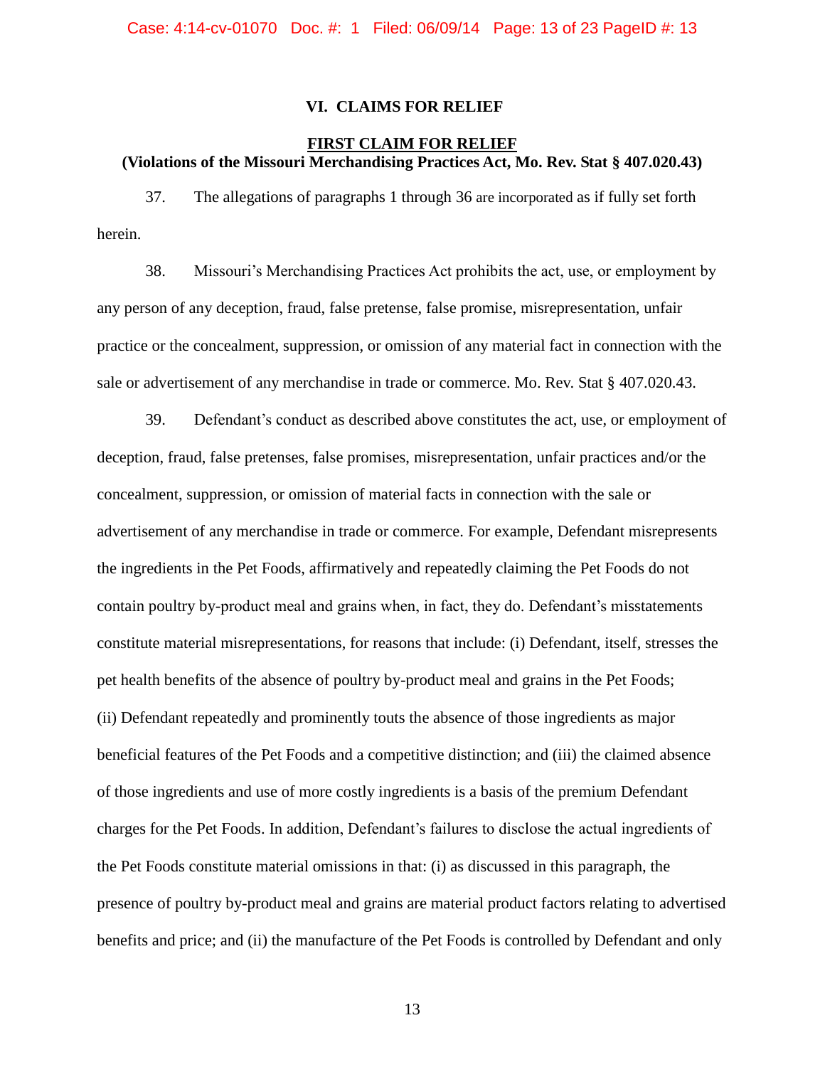## VI. CLAIMS FOR RELIEF

### FIRST CLAIM FOR RELIEF

**(Violations of the Missouri Merchandising Practices Act, Mo. Rev. Stat § 407.020.43)**

37. The allegations of paragraphs 1 through 36 are incorporated as if fully set forth herein.

38. Missouri's Merchandising Practices Act prohibits the act, use, or employment by any person of any deception, fraud, false pretense, false promise, misrepresentation, unfair practice or the concealment, suppression, or omission of any material fact in connection with the sale or advertisement of any merchandise in trade or commerce. Mo. Rev. Stat § 407.020.43.

39. Defendant's conduct as described above constitutes the act, use, or employment of deception, fraud, false pretenses, false promises, misrepresentation, unfair practices and/or the concealment, suppression, or omission of material facts in connection with the sale or advertisement of any merchandise in trade or commerce. For example, Defendant misrepresents the ingredients in the Pet Foods, affirmatively and repeatedly claiming the Pet Foods do not contain poultry by-product meal and grains when, in fact, they do. Defendant's misstatements constitute material misrepresentations, for reasons that include: (i) Defendant, itself, stresses the pet health benefits of the absence of poultry by-product meal and grains in the Pet Foods; (ii) Defendant repeatedly and prominently touts the absence of those ingredients as major beneficial features of the Pet Foods and a competitive distinction; and (iii) the claimed absence of those ingredients and use of more costly ingredients is a basis of the premium Defendant charges for the Pet Foods. In addition, Defendant's failures to disclose the actual ingredients of the Pet Foods constitute material omissions in that: (i) as discussed in this paragraph, the presence of poultry by-product meal and grains are material product factors relating to advertised benefits and price; and (ii) the manufacture of the Pet Foods is controlled by Defendant and only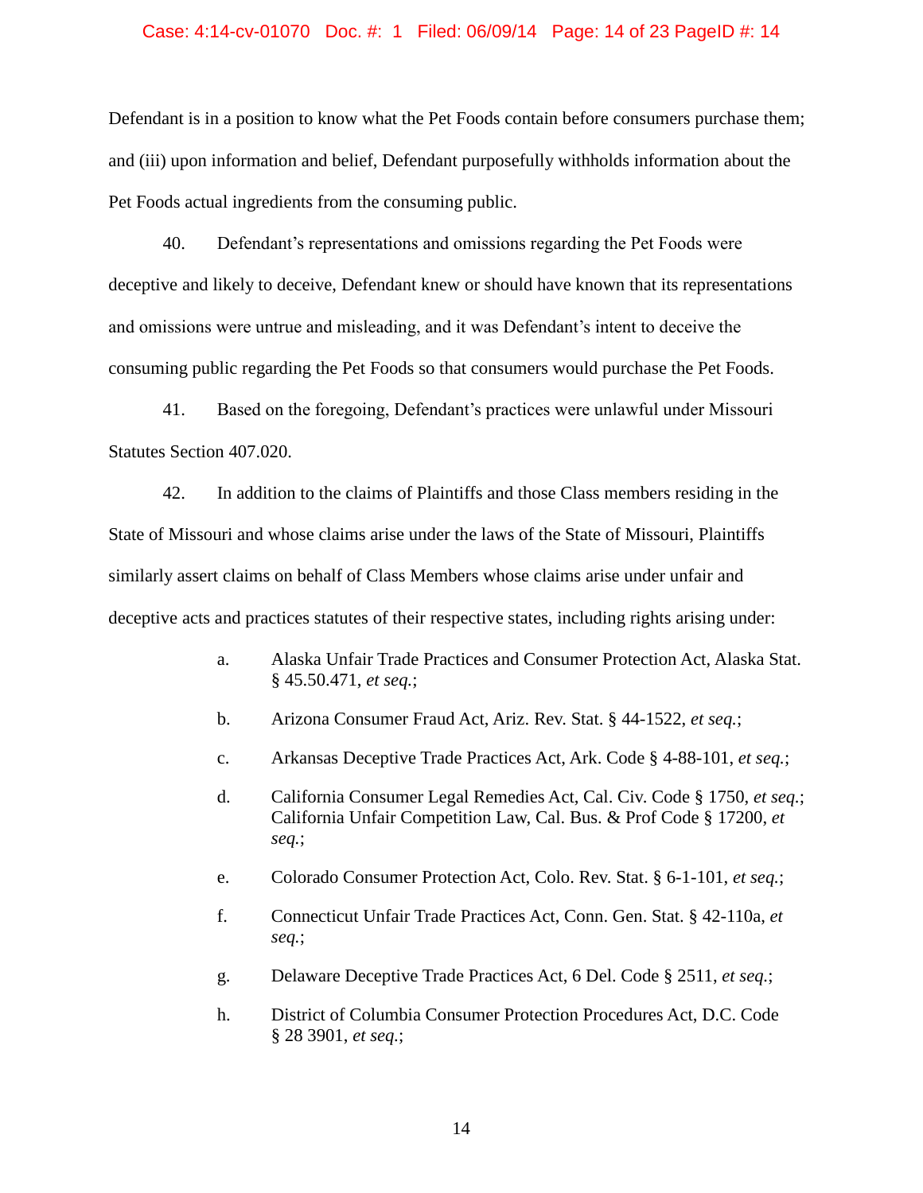Defendant is in a position to know what the Pet Foods contain before consumers purchase them; and (iii) upon information and belief, Defendant purposefully withholds information about the Pet Foods actual ingredients from the consuming public.

40. Defendant's representations and omissions regarding the Pet Foods were deceptive and likely to deceive, Defendant knew or should have known that its representations and omissions were untrue and misleading, and it was Defendant's intent to deceive the consuming public regarding the Pet Foods so that consumers would purchase the Pet Foods.

41. Based on the foregoing, Defendant's practices were unlawful under Missouri Statutes Section 407.020.

42. In addition to the claims of Plaintiffs and those Class members residing in the State of Missouri and whose claims arise under the laws of the State of Missouri, Plaintiffs similarly assert claims on behalf of Class Members whose claims arise under unfair and deceptive acts and practices statutes of their respective states, including rights arising under:

a. Alaska Unfair Trade Practices and Consumer Protection Act, Alaska Stat. § 45.50.471, *et seq.*;

b. Arizona Consumer Fraud Act, Ariz. Rev. Stat. § 44-1522, *et seq.*;

c. Arkansas Deceptive Trade Practices Act, Ark. Code § 4-88-101, *et seq.*;

d. California Consumer Legal Remedies Act, Cal. Civ. Code § 1750, *et seq.*; California Unfair Competition Law, Cal. Bus. & Prof Code § 17200, *et seq.*;

e. Colorado Consumer Protection Act, Colo. Rev. Stat. § 6-1-101, *et seq.*;

f. Connecticut Unfair Trade Practices Act, Conn. Gen. Stat. § 42-110a, *et seq.*;

g. Delaware Deceptive Trade Practices Act, 6 Del. Code § 2511, *et seq.*;

h. District of Columbia Consumer Protection Procedures Act, D.C. Code § 28 3901, *et seq.*;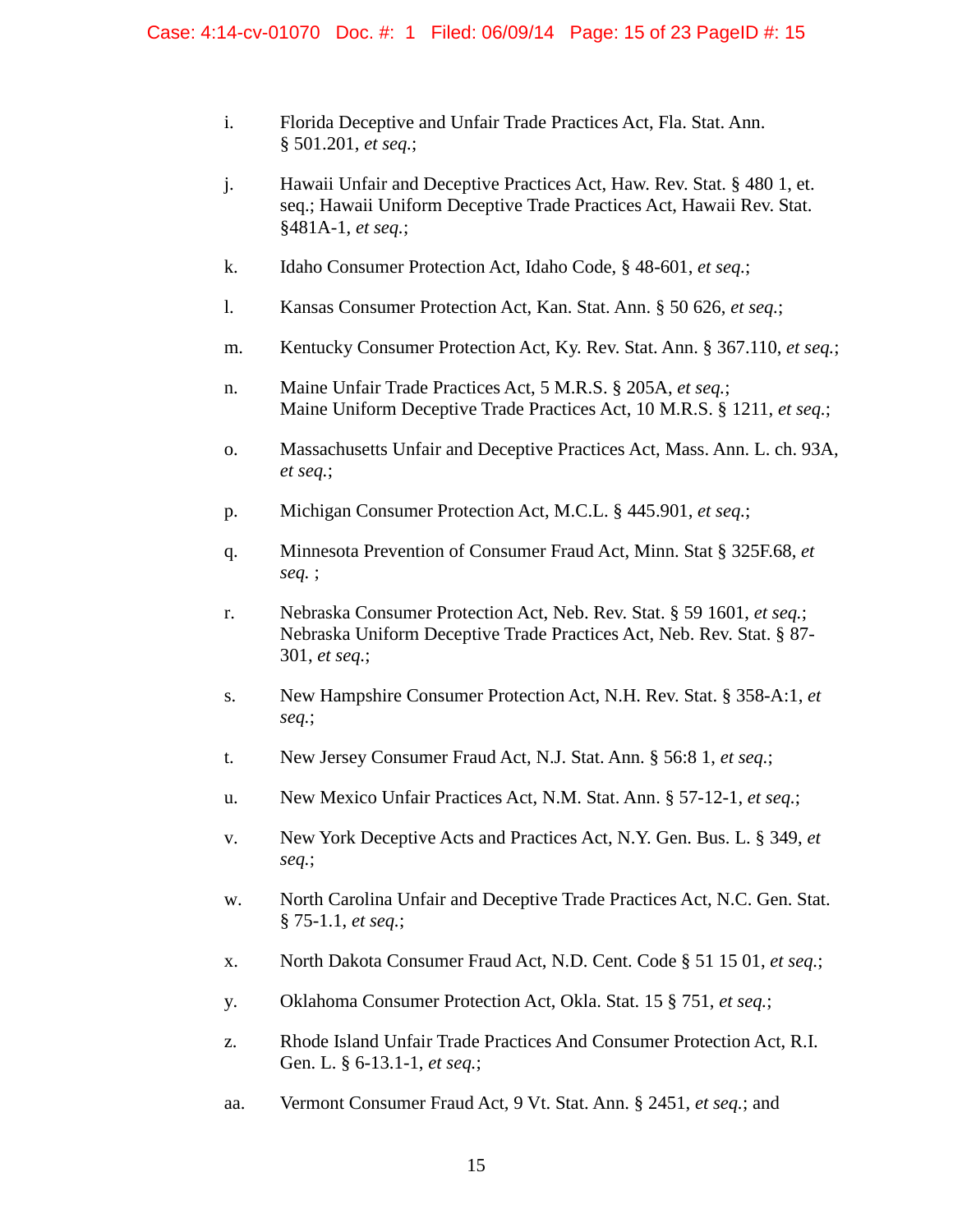i. Florida Deceptive and Unfair Trade Practices Act, Fla. Stat. Ann. § 501.201, *et seq.*;

j. Hawaii Unfair and Deceptive Practices Act, Haw. Rev. Stat. § 480 1, et. seq.; Hawaii Uniform Deceptive Trade Practices Act, Hawaii Rev. Stat. §481A-1, *et seq.*;

k. Idaho Consumer Protection Act, Idaho Code, § 48-601, *et seq.*;

l. Kansas Consumer Protection Act, Kan. Stat. Ann. § 50 626, *et seq.*;

m. Kentucky Consumer Protection Act, Ky. Rev. Stat. Ann. § 367.110, *et seq.*;

n. Maine Unfair Trade Practices Act, 5 M.R.S. § 205A, *et seq.*;
Maine Uniform Deceptive Trade Practices Act, 10 M.R.S. § 1211, *et seq.*;

o. Massachusetts Unfair and Deceptive Practices Act, Mass. Ann. L. ch. 93A, *et seq.*;

p. Michigan Consumer Protection Act, M.C.L. § 445.901, *et seq.*;

q. Minnesota Prevention of Consumer Fraud Act, Minn. Stat § 325F.68, *et seq.* ;

r. Nebraska Consumer Protection Act, Neb. Rev. Stat. § 59 1601, *et seq.*; Nebraska Uniform Deceptive Trade Practices Act, Neb. Rev. Stat. § 87-301, *et seq.*;

s. New Hampshire Consumer Protection Act, N.H. Rev. Stat. § 358-A:1, *et seq.*;

t. New Jersey Consumer Fraud Act, N.J. Stat. Ann. § 56:8 1, *et seq.*;

u. New Mexico Unfair Practices Act, N.M. Stat. Ann. § 57-12-1, *et seq.*;

v. New York Deceptive Acts and Practices Act, N.Y. Gen. Bus. L. § 349, *et seq.*;

w. North Carolina Unfair and Deceptive Trade Practices Act, N.C. Gen. Stat. § 75-1.1, *et seq.*;

x. North Dakota Consumer Fraud Act, N.D. Cent. Code § 51 15 01, *et seq.*;

y. Oklahoma Consumer Protection Act, Okla. Stat. 15 § 751, *et seq.*;

z. Rhode Island Unfair Trade Practices And Consumer Protection Act, R.I. Gen. L. § 6-13.1-1, *et seq.*;

aa. Vermont Consumer Fraud Act, 9 Vt. Stat. Ann. § 2451, *et seq.*; and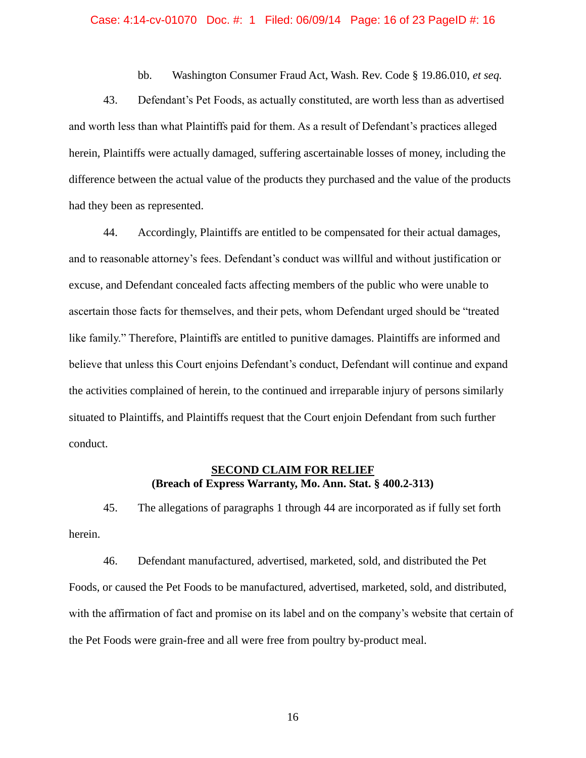bb. Washington Consumer Fraud Act, Wash. Rev. Code § 19.86.010, *et seq.*

43. Defendant's Pet Foods, as actually constituted, are worth less than as advertised and worth less than what Plaintiffs paid for them. As a result of Defendant's practices alleged herein, Plaintiffs were actually damaged, suffering ascertainable losses of money, including the difference between the actual value of the products they purchased and the value of the products had they been as represented.

44. Accordingly, Plaintiffs are entitled to be compensated for their actual damages, and to reasonable attorney's fees. Defendant's conduct was willful and without justification or excuse, and Defendant concealed facts affecting members of the public who were unable to ascertain those facts for themselves, and their pets, whom Defendant urged should be "treated like family." Therefore, Plaintiffs are entitled to punitive damages. Plaintiffs are informed and believe that unless this Court enjoins Defendant's conduct, Defendant will continue and expand the activities complained of herein, to the continued and irreparable injury of persons similarly situated to Plaintiffs, and Plaintiffs request that the Court enjoin Defendant from such further conduct.

## SECOND CLAIM FOR RELIEF
**(Breach of Express Warranty, Mo. Ann. Stat. § 400.2-313)**

45. The allegations of paragraphs 1 through 44 are incorporated as if fully set forth herein.

46. Defendant manufactured, advertised, marketed, sold, and distributed the Pet Foods, or caused the Pet Foods to be manufactured, advertised, marketed, sold, and distributed, with the affirmation of fact and promise on its label and on the company's website that certain of the Pet Foods were grain-free and all were free from poultry by-product meal.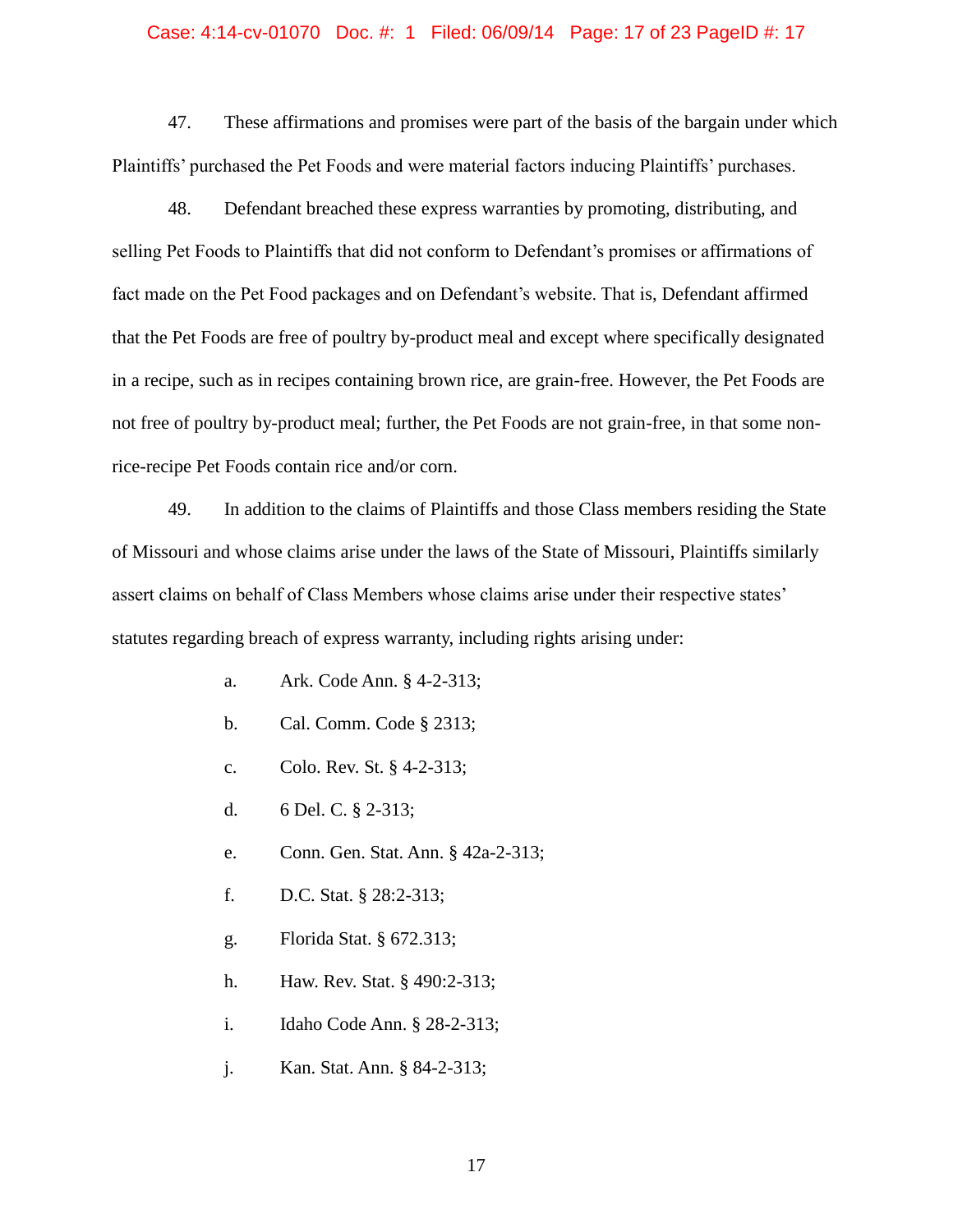47. These affirmations and promises were part of the basis of the bargain under which Plaintiffs' purchased the Pet Foods and were material factors inducing Plaintiffs' purchases.

48. Defendant breached these express warranties by promoting, distributing, and selling Pet Foods to Plaintiffs that did not conform to Defendant's promises or affirmations of fact made on the Pet Food packages and on Defendant's website. That is, Defendant affirmed that the Pet Foods are free of poultry by-product meal and except where specifically designated in a recipe, such as in recipes containing brown rice, are grain-free. However, the Pet Foods are not free of poultry by-product meal; further, the Pet Foods are not grain-free, in that some non-rice-recipe Pet Foods contain rice and/or corn.

49. In addition to the claims of Plaintiffs and those Class members residing the State of Missouri and whose claims arise under the laws of the State of Missouri, Plaintiffs similarly assert claims on behalf of Class Members whose claims arise under their respective states' statutes regarding breach of express warranty, including rights arising under:

a. Ark. Code Ann. § 4-2-313;

b. Cal. Comm. Code § 2313;

c. Colo. Rev. St. § 4-2-313;

d. 6 Del. C. § 2-313;

e. Conn. Gen. Stat. Ann. § 42a-2-313;

f. D.C. Stat. § 28:2-313;

g. Florida Stat. § 672.313;

h. Haw. Rev. Stat. § 490:2-313;

i. Idaho Code Ann. § 28-2-313;

j. Kan. Stat. Ann. § 84-2-313;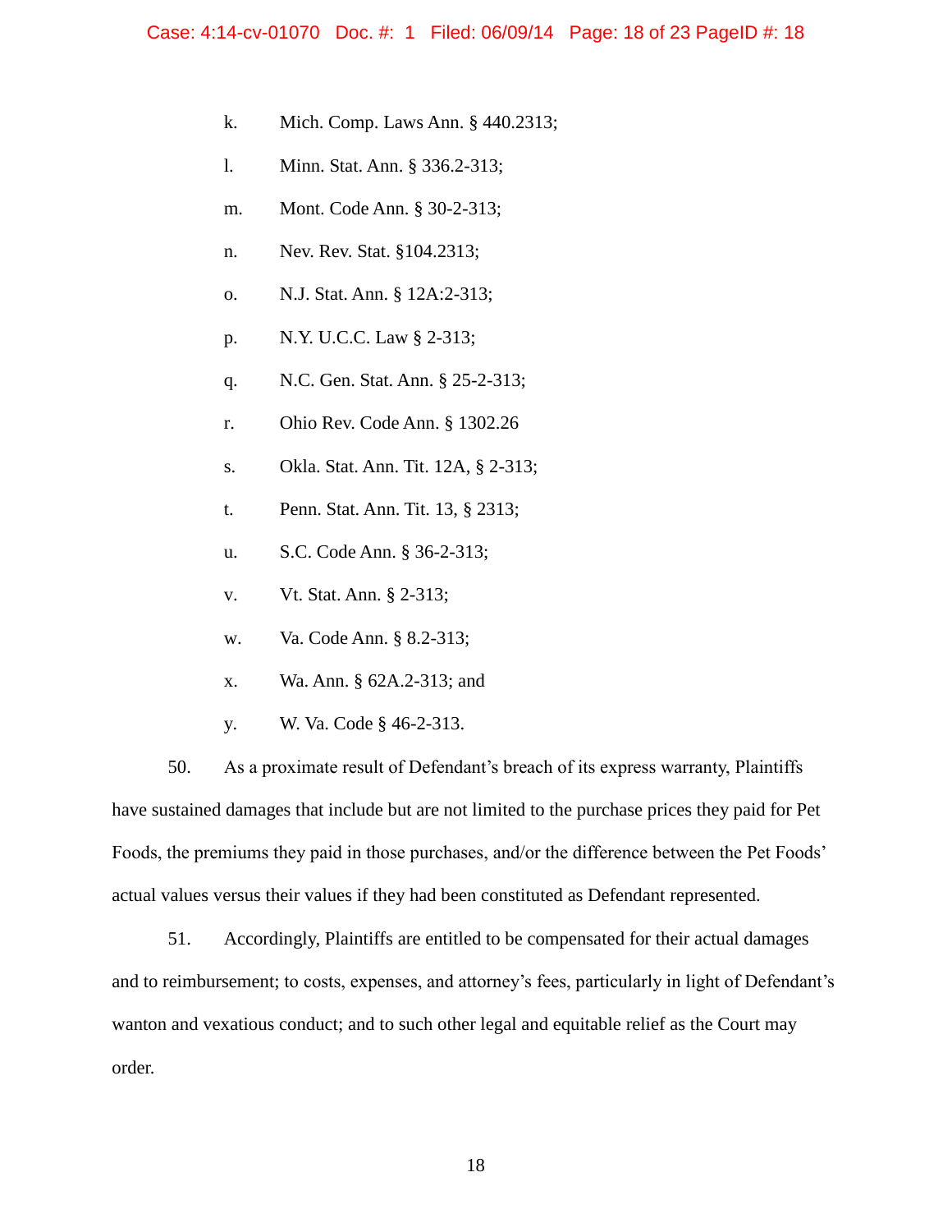k. Mich. Comp. Laws Ann. § 440.2313;

l. Minn. Stat. Ann. § 336.2-313;

m. Mont. Code Ann. § 30-2-313;

n. Nev. Rev. Stat. §104.2313;

o. N.J. Stat. Ann. § 12A:2-313;

p. N.Y. U.C.C. Law § 2-313;

q. N.C. Gen. Stat. Ann. § 25-2-313;

r. Ohio Rev. Code Ann. § 1302.26

s. Okla. Stat. Ann. Tit. 12A, § 2-313;

t. Penn. Stat. Ann. Tit. 13, § 2313;

u. S.C. Code Ann. § 36-2-313;

v. Vt. Stat. Ann. § 2-313;

w. Va. Code Ann. § 8.2-313;

x. Wa. Ann. § 62A.2-313; and

y. W. Va. Code § 46-2-313.

50. As a proximate result of Defendant's breach of its express warranty, Plaintiffs have sustained damages that include but are not limited to the purchase prices they paid for Pet Foods, the premiums they paid in those purchases, and/or the difference between the Pet Foods' actual values versus their values if they had been constituted as Defendant represented.

51. Accordingly, Plaintiffs are entitled to be compensated for their actual damages and to reimbursement; to costs, expenses, and attorney's fees, particularly in light of Defendant's wanton and vexatious conduct; and to such other legal and equitable relief as the Court may order.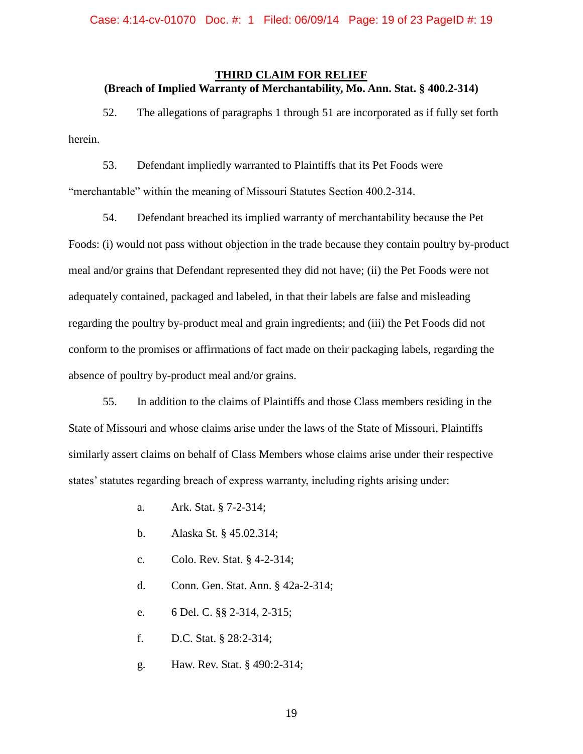## THIRD CLAIM FOR RELIEF

**(Breach of Implied Warranty of Merchantability, Mo. Ann. Stat. § 400.2-314)**

52. The allegations of paragraphs 1 through 51 are incorporated as if fully set forth herein.

53. Defendant impliedly warranted to Plaintiffs that its Pet Foods were "merchantable" within the meaning of Missouri Statutes Section 400.2-314.

54. Defendant breached its implied warranty of merchantability because the Pet Foods: (i) would not pass without objection in the trade because they contain poultry by-product meal and/or grains that Defendant represented they did not have; (ii) the Pet Foods were not adequately contained, packaged and labeled, in that their labels are false and misleading regarding the poultry by-product meal and grain ingredients; and (iii) the Pet Foods did not conform to the promises or affirmations of fact made on their packaging labels, regarding the absence of poultry by-product meal and/or grains.

55. In addition to the claims of Plaintiffs and those Class members residing in the State of Missouri and whose claims arise under the laws of the State of Missouri, Plaintiffs similarly assert claims on behalf of Class Members whose claims arise under their respective states' statutes regarding breach of express warranty, including rights arising under:

a. Ark. Stat. § 7-2-314;

b. Alaska St. § 45.02.314;

c. Colo. Rev. Stat. § 4-2-314;

d. Conn. Gen. Stat. Ann. § 42a-2-314;

e. 6 Del. C. §§ 2-314, 2-315;

f. D.C. Stat. § 28:2-314;

g. Haw. Rev. Stat. § 490:2-314;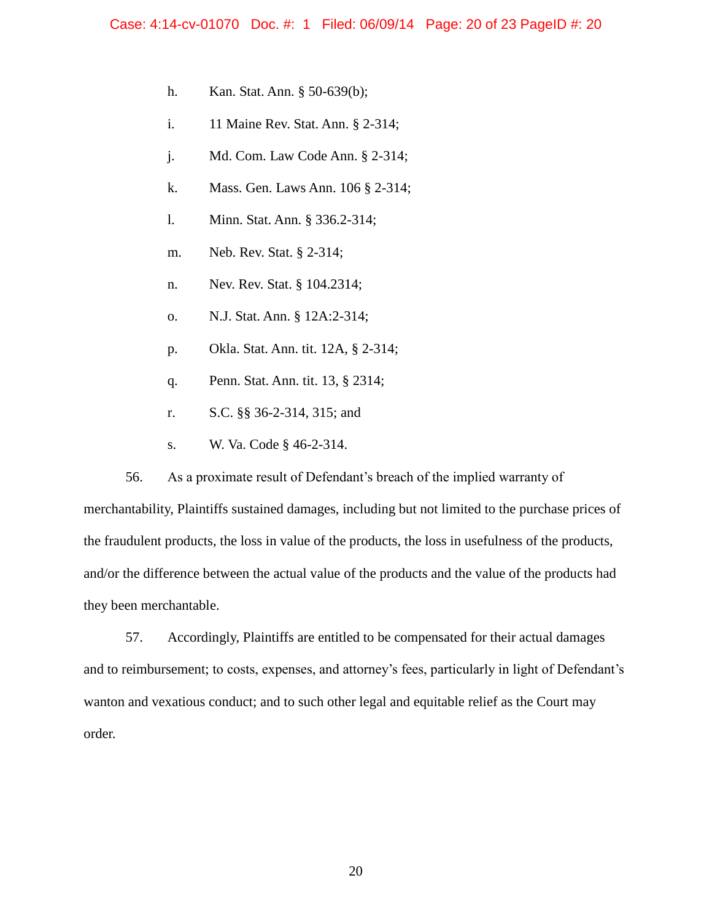h. Kan. Stat. Ann. § 50-639(b);

i. 11 Maine Rev. Stat. Ann. § 2-314;

j. Md. Com. Law Code Ann. § 2-314;

k. Mass. Gen. Laws Ann. 106 § 2-314;

l. Minn. Stat. Ann. § 336.2-314;

m. Neb. Rev. Stat. § 2-314;

n. Nev. Rev. Stat. § 104.2314;

o. N.J. Stat. Ann. § 12A:2-314;

p. Okla. Stat. Ann. tit. 12A, § 2-314;

q. Penn. Stat. Ann. tit. 13, § 2314;

r. S.C. §§ 36-2-314, 315; and

s. W. Va. Code § 46-2-314.

56. As a proximate result of Defendant's breach of the implied warranty of merchantability, Plaintiffs sustained damages, including but not limited to the purchase prices of the fraudulent products, the loss in value of the products, the loss in usefulness of the products, and/or the difference between the actual value of the products and the value of the products had they been merchantable.

57. Accordingly, Plaintiffs are entitled to be compensated for their actual damages and to reimbursement; to costs, expenses, and attorney's fees, particularly in light of Defendant's wanton and vexatious conduct; and to such other legal and equitable relief as the Court may order.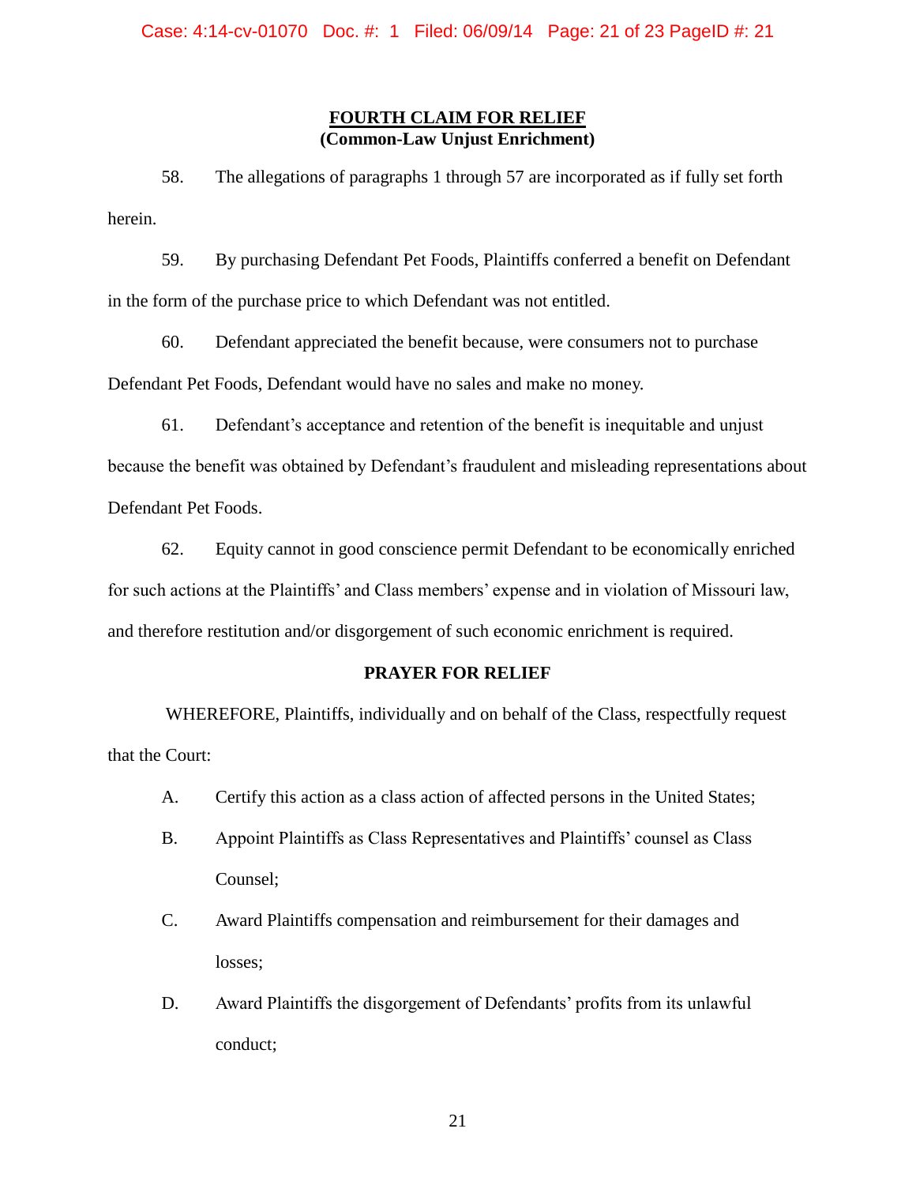## FOURTH CLAIM FOR RELIEF
**(Common-Law Unjust Enrichment)**

58. The allegations of paragraphs 1 through 57 are incorporated as if fully set forth herein.

59. By purchasing Defendant Pet Foods, Plaintiffs conferred a benefit on Defendant in the form of the purchase price to which Defendant was not entitled.

60. Defendant appreciated the benefit because, were consumers not to purchase Defendant Pet Foods, Defendant would have no sales and make no money.

61. Defendant's acceptance and retention of the benefit is inequitable and unjust because the benefit was obtained by Defendant's fraudulent and misleading representations about Defendant Pet Foods.

62. Equity cannot in good conscience permit Defendant to be economically enriched for such actions at the Plaintiffs' and Class members' expense and in violation of Missouri law, and therefore restitution and/or disgorgement of such economic enrichment is required.

**PRAYER FOR RELIEF**

WHEREFORE, Plaintiffs, individually and on behalf of the Class, respectfully request that the Court:

A. Certify this action as a class action of affected persons in the United States;

B. Appoint Plaintiffs as Class Representatives and Plaintiffs' counsel as Class Counsel;

C. Award Plaintiffs compensation and reimbursement for their damages and losses;

D. Award Plaintiffs the disgorgement of Defendants' profits from its unlawful conduct;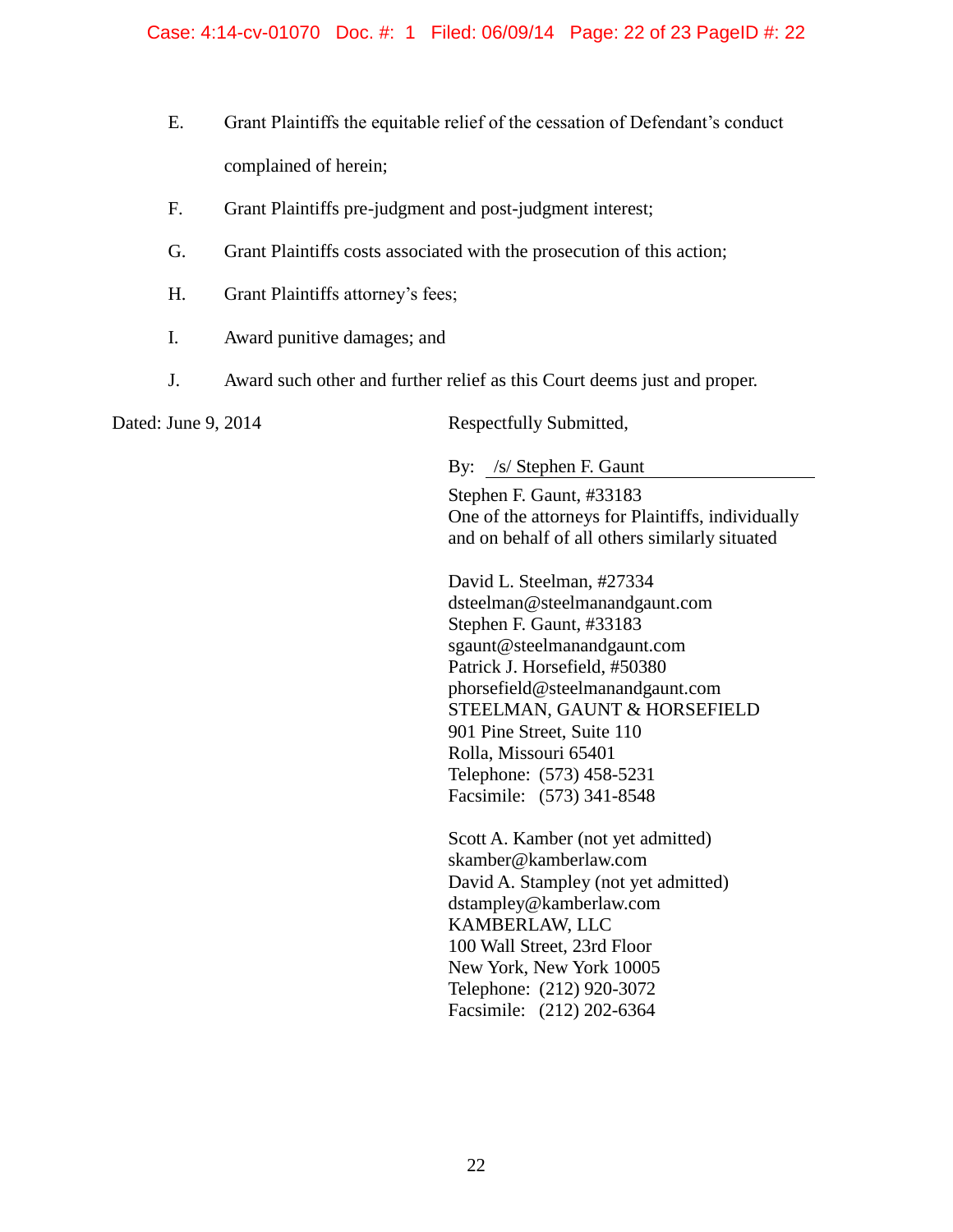E. Grant Plaintiffs the equitable relief of the cessation of Defendant's conduct complained of herein;

F. Grant Plaintiffs pre-judgment and post-judgment interest;

G. Grant Plaintiffs costs associated with the prosecution of this action;

H. Grant Plaintiffs attorney's fees;

I. Award punitive damages; and

J. Award such other and further relief as this Court deems just and proper.

Dated: June 9, 2014

Respectfully Submitted,

By: /s/ Stephen F. Gaunt

Stephen F. Gaunt, #33183
One of the attorneys for Plaintiffs, individually and on behalf of all others similarly situated

David L. Steelman, #27334
dsteelman@steelmanandgaunt.com
Stephen F. Gaunt, #33183
sgaunt@steelmanandgaunt.com
Patrick J. Horsefield, #50380
phorsefield@steelmanandgaunt.com
STEELMAN, GAUNT & HORSEFIELD
901 Pine Street, Suite 110
Rolla, Missouri 65401
Telephone: (573) 458-5231
Facsimile: (573) 341-8548

Scott A. Kamber (not yet admitted)
skamber@kamberlaw.com
David A. Stampley (not yet admitted)
dstampley@kamberlaw.com
KAMBERLAW, LLC
100 Wall Street, 23rd Floor
New York, New York 10005
Telephone: (212) 920-3072
Facsimile: (212) 202-6364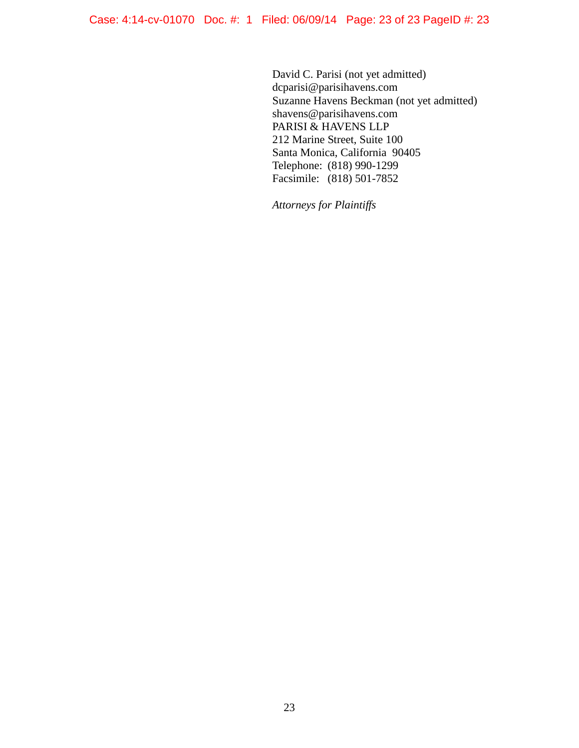David C. Parisi (not yet admitted)
dcparisi@parisihavens.com
Suzanne Havens Beckman (not yet admitted)
shavens@parisihavens.com
PARISI & HAVENS LLP
212 Marine Street, Suite 100
Santa Monica, California 90405
Telephone: (818) 990-1299
Facsimile: (818) 501-7852

*Attorneys for Plaintiffs*